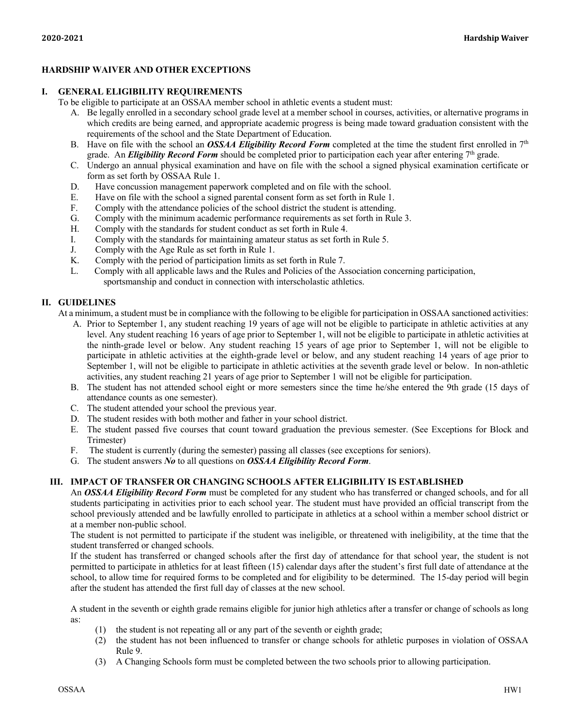# HARDSHIP WAIVER AND OTHER EXCEPTIONS

## I. GENERAL ELIGIBILITY REQUIREMENTS

To be eligible to participate at an OSSAA member school in athletic events a student must:

A. Be legally enrolled in a secondary school grade level at a member school in courses, activities, or alternative programs in which credits are being earned, and appropriate academic progress is being made toward graduation consistent with the requirements of the school and the State Department of Education.

B. Have on file with the school an ***OSSAA Eligibility Record Form*** completed at the time the student first enrolled in 7th grade. An ***Eligibility Record Form*** should be completed prior to participation each year after entering 7th grade.

C. Undergo an annual physical examination and have on file with the school a signed physical examination certificate or form as set forth by OSSAA Rule 1.

D. Have concussion management paperwork completed and on file with the school.

E. Have on file with the school a signed parental consent form as set forth in Rule 1.

F. Comply with the attendance policies of the school district the student is attending.

G. Comply with the minimum academic performance requirements as set forth in Rule 3.

H. Comply with the standards for student conduct as set forth in Rule 4.

I. Comply with the standards for maintaining amateur status as set forth in Rule 5.

J. Comply with the Age Rule as set forth in Rule 1.

K. Comply with the period of participation limits as set forth in Rule 7.

L. Comply with all applicable laws and the Rules and Policies of the Association concerning participation, sportsmanship and conduct in connection with interscholastic athletics.

## II. GUIDELINES

At a minimum, a student must be in compliance with the following to be eligible for participation in OSSAA sanctioned activities:

A. Prior to September 1, any student reaching 19 years of age will not be eligible to participate in athletic activities at any level. Any student reaching 16 years of age prior to September 1, will not be eligible to participate in athletic activities at the ninth-grade level or below. Any student reaching 15 years of age prior to September 1, will not be eligible to participate in athletic activities at the eighth-grade level or below, and any student reaching 14 years of age prior to September 1, will not be eligible to participate in athletic activities at the seventh grade level or below. In non-athletic activities, any student reaching 21 years of age prior to September 1 will not be eligible for participation.

B. The student has not attended school eight or more semesters since the time he/she entered the 9th grade (15 days of attendance counts as one semester).

C. The student attended your school the previous year.

D. The student resides with both mother and father in your school district.

E. The student passed five courses that count toward graduation the previous semester. (See Exceptions for Block and Trimester)

F. The student is currently (during the semester) passing all classes (see exceptions for seniors).

G. The student answers ***No*** to all questions on ***OSSAA Eligibility Record Form***.

## III. IMPACT OF TRANSFER OR CHANGING SCHOOLS AFTER ELIGIBILITY IS ESTABLISHED

An ***OSSAA Eligibility Record Form*** must be completed for any student who has transferred or changed schools, and for all students participating in activities prior to each school year. The student must have provided an official transcript from the school previously attended and be lawfully enrolled to participate in athletics at a school within a member school district or at a member non-public school.

The student is not permitted to participate if the student was ineligible, or threatened with ineligibility, at the time that the student transferred or changed schools.

If the student has transferred or changed schools after the first day of attendance for that school year, the student is not permitted to participate in athletics for at least fifteen (15) calendar days after the student's first full date of attendance at the school, to allow time for required forms to be completed and for eligibility to be determined. The 15-day period will begin after the student has attended the first full day of classes at the new school.

A student in the seventh or eighth grade remains eligible for junior high athletics after a transfer or change of schools as long as:

(1) the student is not repeating all or any part of the seventh or eighth grade;

(2) the student has not been influenced to transfer or change schools for athletic purposes in violation of OSSAA Rule 9.

(3) A Changing Schools form must be completed between the two schools prior to allowing participation.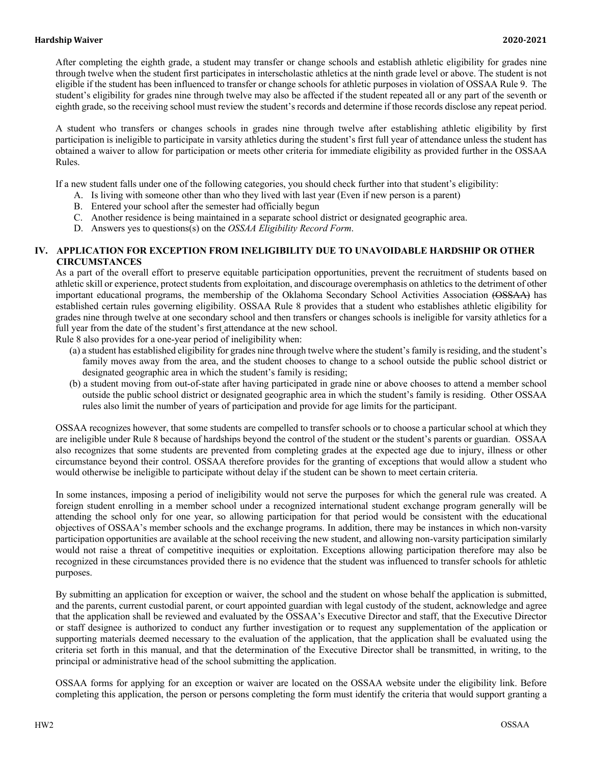After completing the eighth grade, a student may transfer or change schools and establish athletic eligibility for grades nine through twelve when the student first participates in interscholastic athletics at the ninth grade level or above. The student is not eligible if the student has been influenced to transfer or change schools for athletic purposes in violation of OSSAA Rule 9. The student's eligibility for grades nine through twelve may also be affected if the student repeated all or any part of the seventh or eighth grade, so the receiving school must review the student's records and determine if those records disclose any repeat period.

A student who transfers or changes schools in grades nine through twelve after establishing athletic eligibility by first participation is ineligible to participate in varsity athletics during the student's first full year of attendance unless the student has obtained a waiver to allow for participation or meets other criteria for immediate eligibility as provided further in the OSSAA Rules.

If a new student falls under one of the following categories, you should check further into that student's eligibility:

A. Is living with someone other than who they lived with last year (Even if new person is a parent)
B. Entered your school after the semester had officially begun
C. Another residence is being maintained in a separate school district or designated geographic area.
D. Answers yes to questions(s) on the *OSSAA Eligibility Record Form*.

## IV. APPLICATION FOR EXCEPTION FROM INELIGIBILITY DUE TO UNAVOIDABLE HARDSHIP OR OTHER CIRCUMSTANCES

As a part of the overall effort to preserve equitable participation opportunities, prevent the recruitment of students based on athletic skill or experience, protect students from exploitation, and discourage overemphasis on athletics to the detriment of other important educational programs, the membership of the Oklahoma Secondary School Activities Association ~~(OSSAA)~~ has established certain rules governing eligibility. OSSAA Rule 8 provides that a student who establishes athletic eligibility for grades nine through twelve at one secondary school and then transfers or changes schools is ineligible for varsity athletics for a full year from the date of the student's first attendance at the new school.

Rule 8 also provides for a one-year period of ineligibility when:

(a) a student has established eligibility for grades nine through twelve where the student's family is residing, and the student's family moves away from the area, and the student chooses to change to a school outside the public school district or designated geographic area in which the student's family is residing;

(b) a student moving from out-of-state after having participated in grade nine or above chooses to attend a member school outside the public school district or designated geographic area in which the student's family is residing. Other OSSAA rules also limit the number of years of participation and provide for age limits for the participant.

OSSAA recognizes however, that some students are compelled to transfer schools or to choose a particular school at which they are ineligible under Rule 8 because of hardships beyond the control of the student or the student's parents or guardian. OSSAA also recognizes that some students are prevented from completing grades at the expected age due to injury, illness or other circumstance beyond their control. OSSAA therefore provides for the granting of exceptions that would allow a student who would otherwise be ineligible to participate without delay if the student can be shown to meet certain criteria.

In some instances, imposing a period of ineligibility would not serve the purposes for which the general rule was created. A foreign student enrolling in a member school under a recognized international student exchange program generally will be attending the school only for one year, so allowing participation for that period would be consistent with the educational objectives of OSSAA's member schools and the exchange programs. In addition, there may be instances in which non-varsity participation opportunities are available at the school receiving the new student, and allowing non-varsity participation similarly would not raise a threat of competitive inequities or exploitation. Exceptions allowing participation therefore may also be recognized in these circumstances provided there is no evidence that the student was influenced to transfer schools for athletic purposes.

By submitting an application for exception or waiver, the school and the student on whose behalf the application is submitted, and the parents, current custodial parent, or court appointed guardian with legal custody of the student, acknowledge and agree that the application shall be reviewed and evaluated by the OSSAA's Executive Director and staff, that the Executive Director or staff designee is authorized to conduct any further investigation or to request any supplementation of the application or supporting materials deemed necessary to the evaluation of the application, that the application shall be evaluated using the criteria set forth in this manual, and that the determination of the Executive Director shall be transmitted, in writing, to the principal or administrative head of the school submitting the application.

OSSAA forms for applying for an exception or waiver are located on the OSSAA website under the eligibility link. Before completing this application, the person or persons completing the form must identify the criteria that would support granting a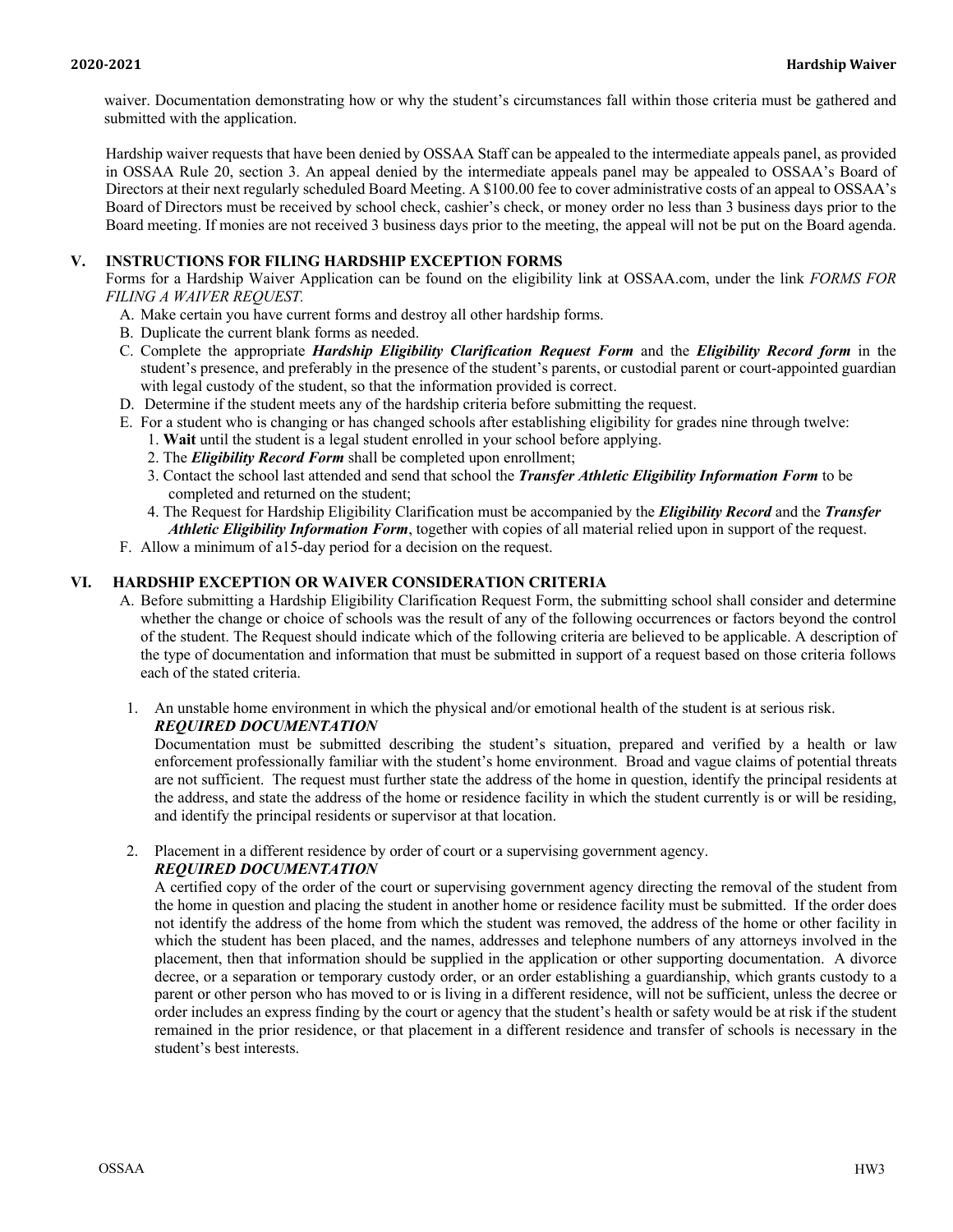waiver. Documentation demonstrating how or why the student's circumstances fall within those criteria must be gathered and submitted with the application.

Hardship waiver requests that have been denied by OSSAA Staff can be appealed to the intermediate appeals panel, as provided in OSSAA Rule 20, section 3. An appeal denied by the intermediate appeals panel may be appealed to OSSAA's Board of Directors at their next regularly scheduled Board Meeting. A $100.00 fee to cover administrative costs of an appeal to OSSAA's Board of Directors must be received by school check, cashier's check, or money order no less than 3 business days prior to the Board meeting. If monies are not received 3 business days prior to the meeting, the appeal will not be put on the Board agenda.

## V. INSTRUCTIONS FOR FILING HARDSHIP EXCEPTION FORMS

Forms for a Hardship Waiver Application can be found on the eligibility link at OSSAA.com, under the link *FORMS FOR FILING A WAIVER REQUEST.*

A. Make certain you have current forms and destroy all other hardship forms.
B. Duplicate the current blank forms as needed.
C. Complete the appropriate ***Hardship Eligibility Clarification Request Form*** and the ***Eligibility Record form*** in the student's presence, and preferably in the presence of the student's parents, or custodial parent or court-appointed guardian with legal custody of the student, so that the information provided is correct.
D. Determine if the student meets any of the hardship criteria before submitting the request.
E. For a student who is changing or has changed schools after establishing eligibility for grades nine through twelve:
   1. **Wait** until the student is a legal student enrolled in your school before applying.
   2. The ***Eligibility Record Form*** shall be completed upon enrollment;
   3. Contact the school last attended and send that school the ***Transfer Athletic Eligibility Information Form*** to be completed and returned on the student;
   4. The Request for Hardship Eligibility Clarification must be accompanied by the ***Eligibility Record*** and the ***Transfer Athletic Eligibility Information Form***, together with copies of all material relied upon in support of the request.
F. Allow a minimum of a15-day period for a decision on the request.

## VI. HARDSHIP EXCEPTION OR WAIVER CONSIDERATION CRITERIA

A. Before submitting a Hardship Eligibility Clarification Request Form, the submitting school shall consider and determine whether the change or choice of schools was the result of any of the following occurrences or factors beyond the control of the student. The Request should indicate which of the following criteria are believed to be applicable. A description of the type of documentation and information that must be submitted in support of a request based on those criteria follows each of the stated criteria.

1. An unstable home environment in which the physical and/or emotional health of the student is at serious risk.
   ***REQUIRED DOCUMENTATION***
   Documentation must be submitted describing the student's situation, prepared and verified by a health or law enforcement professionally familiar with the student's home environment. Broad and vague claims of potential threats are not sufficient. The request must further state the address of the home in question, identify the principal residents at the address, and state the address of the home or residence facility in which the student currently is or will be residing, and identify the principal residents or supervisor at that location.

2. Placement in a different residence by order of court or a supervising government agency.
   ***REQUIRED DOCUMENTATION***
   A certified copy of the order of the court or supervising government agency directing the removal of the student from the home in question and placing the student in another home or residence facility must be submitted. If the order does not identify the address of the home from which the student was removed, the address of the home or other facility in which the student has been placed, and the names, addresses and telephone numbers of any attorneys involved in the placement, then that information should be supplied in the application or other supporting documentation. A divorce decree, or a separation or temporary custody order, or an order establishing a guardianship, which grants custody to a parent or other person who has moved to or is living in a different residence, will not be sufficient, unless the decree or order includes an express finding by the court or agency that the student's health or safety would be at risk if the student remained in the prior residence, or that placement in a different residence and transfer of schools is necessary in the student's best interests.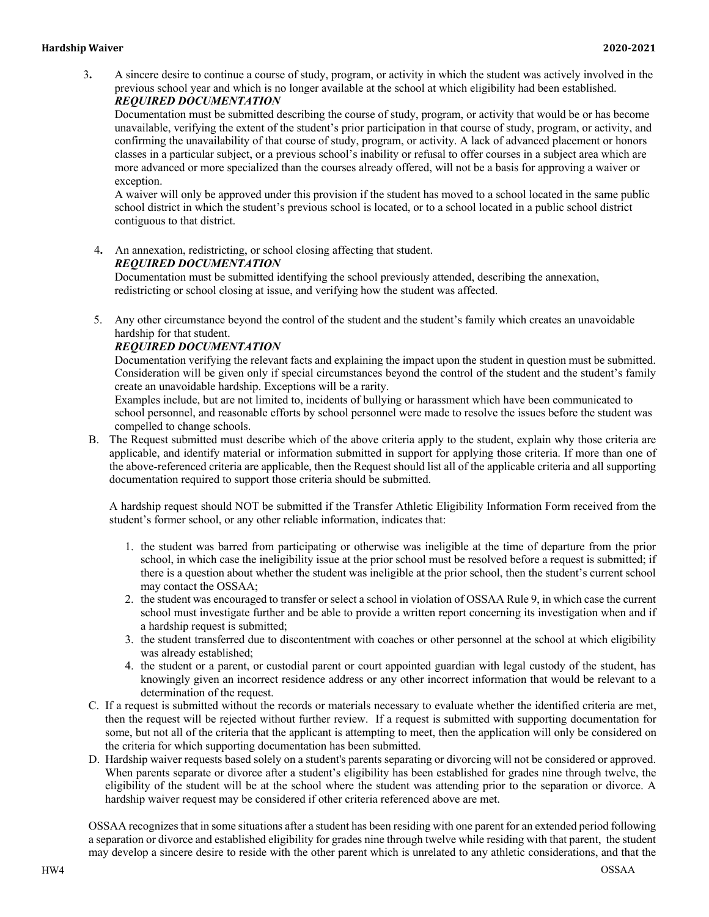3. A sincere desire to continue a course of study, program, or activity in which the student was actively involved in the previous school year and which is no longer available at the school at which eligibility had been established.
   ***REQUIRED DOCUMENTATION***
   Documentation must be submitted describing the course of study, program, or activity that would be or has become unavailable, verifying the extent of the student's prior participation in that course of study, program, or activity, and confirming the unavailability of that course of study, program, or activity. A lack of advanced placement or honors classes in a particular subject, or a previous school's inability or refusal to offer courses in a subject area which are more advanced or more specialized than the courses already offered, will not be a basis for approving a waiver or exception.
   A waiver will only be approved under this provision if the student has moved to a school located in the same public school district in which the student's previous school is located, or to a school located in a public school district contiguous to that district.

4. An annexation, redistricting, or school closing affecting that student.
   ***REQUIRED DOCUMENTATION***
   Documentation must be submitted identifying the school previously attended, describing the annexation, redistricting or school closing at issue, and verifying how the student was affected.

5. Any other circumstance beyond the control of the student and the student's family which creates an unavoidable hardship for that student.
   ***REQUIRED DOCUMENTATION***
   Documentation verifying the relevant facts and explaining the impact upon the student in question must be submitted. Consideration will be given only if special circumstances beyond the control of the student and the student's family create an unavoidable hardship. Exceptions will be a rarity.
   Examples include, but are not limited to, incidents of bullying or harassment which have been communicated to school personnel, and reasonable efforts by school personnel were made to resolve the issues before the student was compelled to change schools.

B. The Request submitted must describe which of the above criteria apply to the student, explain why those criteria are applicable, and identify material or information submitted in support for applying those criteria. If more than one of the above-referenced criteria are applicable, then the Request should list all of the applicable criteria and all supporting documentation required to support those criteria should be submitted.

   A hardship request should NOT be submitted if the Transfer Athletic Eligibility Information Form received from the student's former school, or any other reliable information, indicates that:

   1. the student was barred from participating or otherwise was ineligible at the time of departure from the prior school, in which case the ineligibility issue at the prior school must be resolved before a request is submitted; if there is a question about whether the student was ineligible at the prior school, then the student's current school may contact the OSSAA;
   2. the student was encouraged to transfer or select a school in violation of OSSAA Rule 9, in which case the current school must investigate further and be able to provide a written report concerning its investigation when and if a hardship request is submitted;
   3. the student transferred due to discontentment with coaches or other personnel at the school at which eligibility was already established;
   4. the student or a parent, or custodial parent or court appointed guardian with legal custody of the student, has knowingly given an incorrect residence address or any other incorrect information that would be relevant to a determination of the request.

C. If a request is submitted without the records or materials necessary to evaluate whether the identified criteria are met, then the request will be rejected without further review. If a request is submitted with supporting documentation for some, but not all of the criteria that the applicant is attempting to meet, then the application will only be considered on the criteria for which supporting documentation has been submitted.

D. Hardship waiver requests based solely on a student's parents separating or divorcing will not be considered or approved. When parents separate or divorce after a student's eligibility has been established for grades nine through twelve, the eligibility of the student will be at the school where the student was attending prior to the separation or divorce. A hardship waiver request may be considered if other criteria referenced above are met.

   OSSAA recognizes that in some situations after a student has been residing with one parent for an extended period following a separation or divorce and established eligibility for grades nine through twelve while residing with that parent, the student may develop a sincere desire to reside with the other parent which is unrelated to any athletic considerations, and that the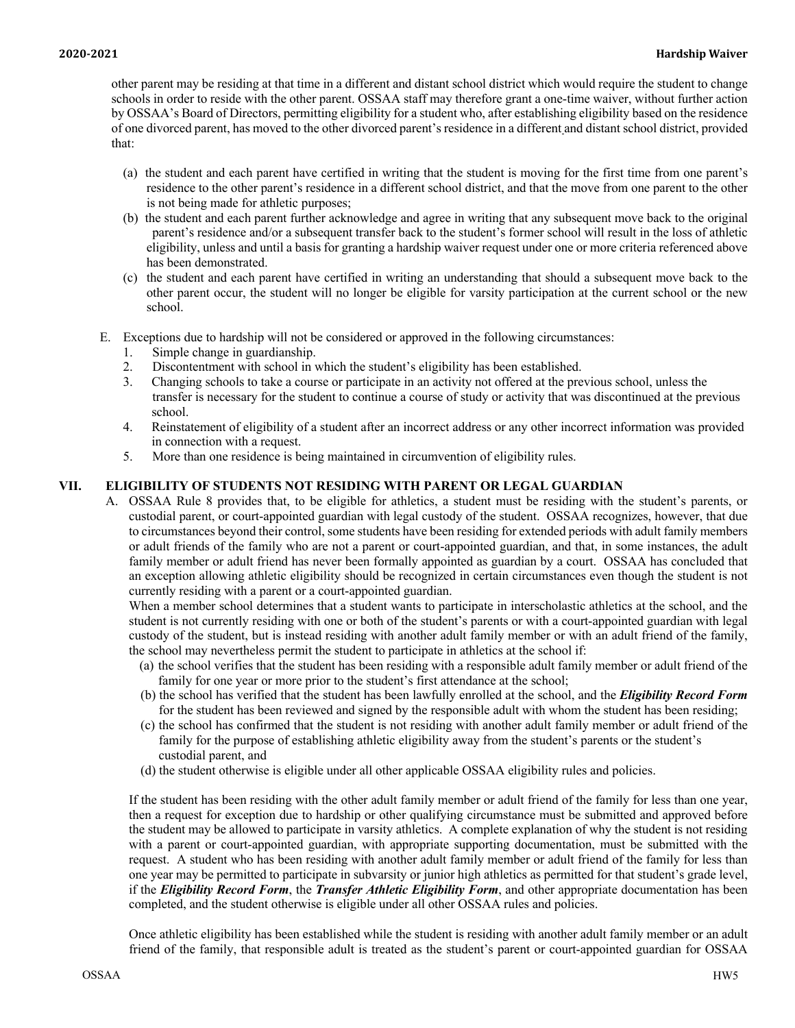other parent may be residing at that time in a different and distant school district which would require the student to change schools in order to reside with the other parent. OSSAA staff may therefore grant a one-time waiver, without further action by OSSAA's Board of Directors, permitting eligibility for a student who, after establishing eligibility based on the residence of one divorced parent, has moved to the other divorced parent's residence in a different and distant school district, provided that:

(a) the student and each parent have certified in writing that the student is moving for the first time from one parent's residence to the other parent's residence in a different school district, and that the move from one parent to the other is not being made for athletic purposes;

(b) the student and each parent further acknowledge and agree in writing that any subsequent move back to the original parent's residence and/or a subsequent transfer back to the student's former school will result in the loss of athletic eligibility, unless and until a basis for granting a hardship waiver request under one or more criteria referenced above has been demonstrated.

(c) the student and each parent have certified in writing an understanding that should a subsequent move back to the other parent occur, the student will no longer be eligible for varsity participation at the current school or the new school.

E. Exceptions due to hardship will not be considered or approved in the following circumstances:
   1. Simple change in guardianship.
   2. Discontentment with school in which the student's eligibility has been established.
   3. Changing schools to take a course or participate in an activity not offered at the previous school, unless the transfer is necessary for the student to continue a course of study or activity that was discontinued at the previous school.
   4. Reinstatement of eligibility of a student after an incorrect address or any other incorrect information was provided in connection with a request.
   5. More than one residence is being maintained in circumvention of eligibility rules.

## VII. ELIGIBILITY OF STUDENTS NOT RESIDING WITH PARENT OR LEGAL GUARDIAN

A. OSSAA Rule 8 provides that, to be eligible for athletics, a student must be residing with the student's parents, or custodial parent, or court-appointed guardian with legal custody of the student. OSSAA recognizes, however, that due to circumstances beyond their control, some students have been residing for extended periods with adult family members or adult friends of the family who are not a parent or court-appointed guardian, and that, in some instances, the adult family member or adult friend has never been formally appointed as guardian by a court. OSSAA has concluded that an exception allowing athletic eligibility should be recognized in certain circumstances even though the student is not currently residing with a parent or a court-appointed guardian.

When a member school determines that a student wants to participate in interscholastic athletics at the school, and the student is not currently residing with one or both of the student's parents or with a court-appointed guardian with legal custody of the student, but is instead residing with another adult family member or with an adult friend of the family, the school may nevertheless permit the student to participate in athletics at the school if:

(a) the school verifies that the student has been residing with a responsible adult family member or adult friend of the family for one year or more prior to the student's first attendance at the school;

(b) the school has verified that the student has been lawfully enrolled at the school, and the ***Eligibility Record Form*** for the student has been reviewed and signed by the responsible adult with whom the student has been residing;

(c) the school has confirmed that the student is not residing with another adult family member or adult friend of the family for the purpose of establishing athletic eligibility away from the student's parents or the student's custodial parent, and

(d) the student otherwise is eligible under all other applicable OSSAA eligibility rules and policies.

If the student has been residing with the other adult family member or adult friend of the family for less than one year, then a request for exception due to hardship or other qualifying circumstance must be submitted and approved before the student may be allowed to participate in varsity athletics. A complete explanation of why the student is not residing with a parent or court-appointed guardian, with appropriate supporting documentation, must be submitted with the request. A student who has been residing with another adult family member or adult friend of the family for less than one year may be permitted to participate in subvarsity or junior high athletics as permitted for that student's grade level, if the ***Eligibility Record Form***, the ***Transfer Athletic Eligibility Form***, and other appropriate documentation has been completed, and the student otherwise is eligible under all other OSSAA rules and policies.

Once athletic eligibility has been established while the student is residing with another adult family member or an adult friend of the family, that responsible adult is treated as the student's parent or court-appointed guardian for OSSAA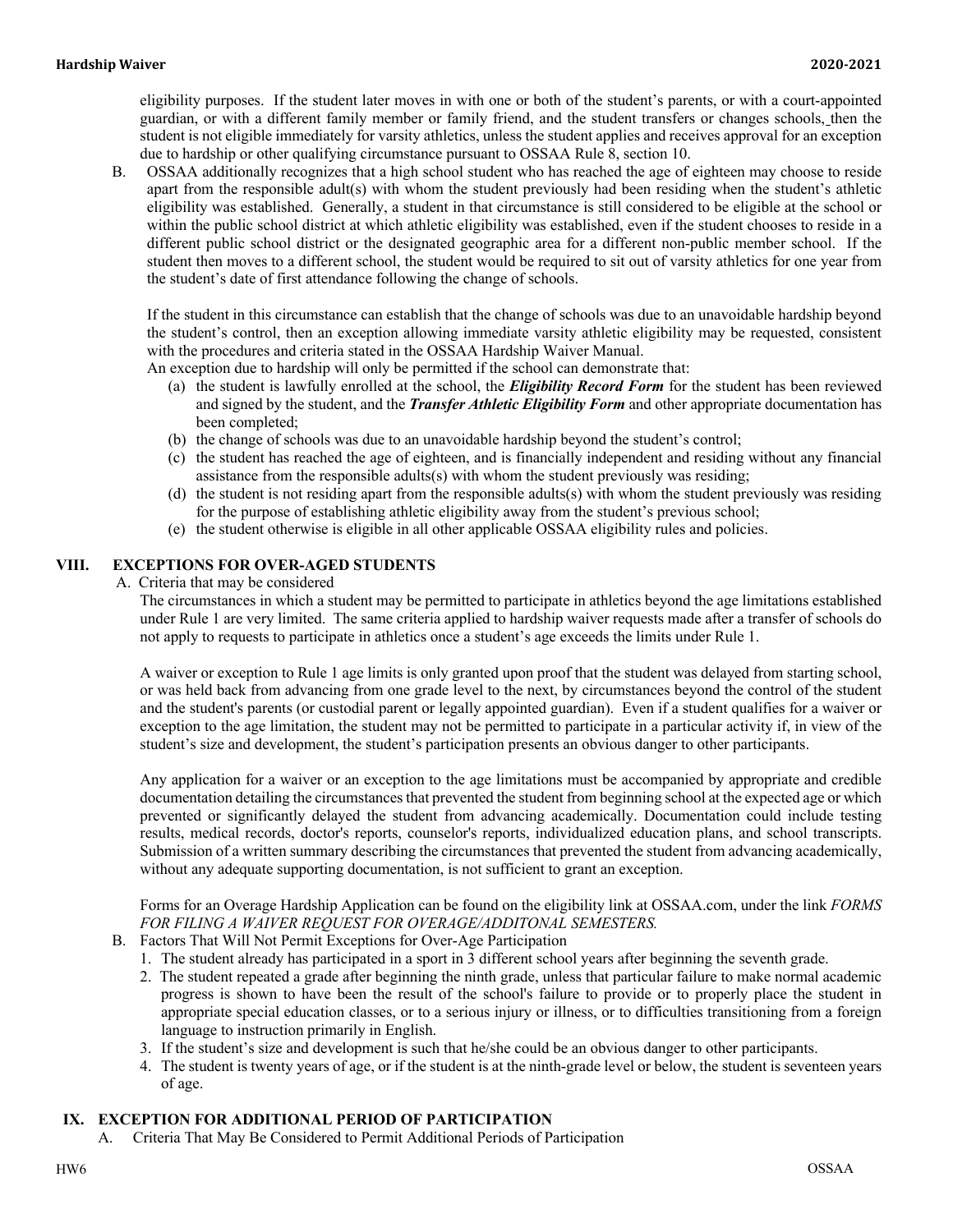eligibility purposes. If the student later moves in with one or both of the student's parents, or with a court-appointed guardian, or with a different family member or family friend, and the student transfers or changes schools, then the student is not eligible immediately for varsity athletics, unless the student applies and receives approval for an exception due to hardship or other qualifying circumstance pursuant to OSSAA Rule 8, section 10.

B. OSSAA additionally recognizes that a high school student who has reached the age of eighteen may choose to reside apart from the responsible adult(s) with whom the student previously had been residing when the student's athletic eligibility was established. Generally, a student in that circumstance is still considered to be eligible at the school or within the public school district at which athletic eligibility was established, even if the student chooses to reside in a different public school district or the designated geographic area for a different non-public member school. If the student then moves to a different school, the student would be required to sit out of varsity athletics for one year from the student's date of first attendance following the change of schools.

If the student in this circumstance can establish that the change of schools was due to an unavoidable hardship beyond the student's control, then an exception allowing immediate varsity athletic eligibility may be requested, consistent with the procedures and criteria stated in the OSSAA Hardship Waiver Manual.

An exception due to hardship will only be permitted if the school can demonstrate that:

(a) the student is lawfully enrolled at the school, the ***Eligibility Record Form*** for the student has been reviewed and signed by the student, and the ***Transfer Athletic Eligibility Form*** and other appropriate documentation has been completed;
(b) the change of schools was due to an unavoidable hardship beyond the student's control;
(c) the student has reached the age of eighteen, and is financially independent and residing without any financial assistance from the responsible adults(s) with whom the student previously was residing;
(d) the student is not residing apart from the responsible adults(s) with whom the student previously was residing for the purpose of establishing athletic eligibility away from the student's previous school;
(e) the student otherwise is eligible in all other applicable OSSAA eligibility rules and policies.

## VIII. EXCEPTIONS FOR OVER-AGED STUDENTS

A. Criteria that may be considered

The circumstances in which a student may be permitted to participate in athletics beyond the age limitations established under Rule 1 are very limited. The same criteria applied to hardship waiver requests made after a transfer of schools do not apply to requests to participate in athletics once a student's age exceeds the limits under Rule 1.

A waiver or exception to Rule 1 age limits is only granted upon proof that the student was delayed from starting school, or was held back from advancing from one grade level to the next, by circumstances beyond the control of the student and the student's parents (or custodial parent or legally appointed guardian). Even if a student qualifies for a waiver or exception to the age limitation, the student may not be permitted to participate in a particular activity if, in view of the student's size and development, the student's participation presents an obvious danger to other participants.

Any application for a waiver or an exception to the age limitations must be accompanied by appropriate and credible documentation detailing the circumstances that prevented the student from beginning school at the expected age or which prevented or significantly delayed the student from advancing academically. Documentation could include testing results, medical records, doctor's reports, counselor's reports, individualized education plans, and school transcripts. Submission of a written summary describing the circumstances that prevented the student from advancing academically, without any adequate supporting documentation, is not sufficient to grant an exception.

Forms for an Overage Hardship Application can be found on the eligibility link at OSSAA.com, under the link *FORMS FOR FILING A WAIVER REQUEST FOR OVERAGE/ADDITONAL SEMESTERS.*

B. Factors That Will Not Permit Exceptions for Over-Age Participation

1. The student already has participated in a sport in 3 different school years after beginning the seventh grade.
2. The student repeated a grade after beginning the ninth grade, unless that particular failure to make normal academic progress is shown to have been the result of the school's failure to provide or to properly place the student in appropriate special education classes, or to a serious injury or illness, or to difficulties transitioning from a foreign language to instruction primarily in English.
3. If the student's size and development is such that he/she could be an obvious danger to other participants.
4. The student is twenty years of age, or if the student is at the ninth-grade level or below, the student is seventeen years of age.

## IX. EXCEPTION FOR ADDITIONAL PERIOD OF PARTICIPATION

A. Criteria That May Be Considered to Permit Additional Periods of Participation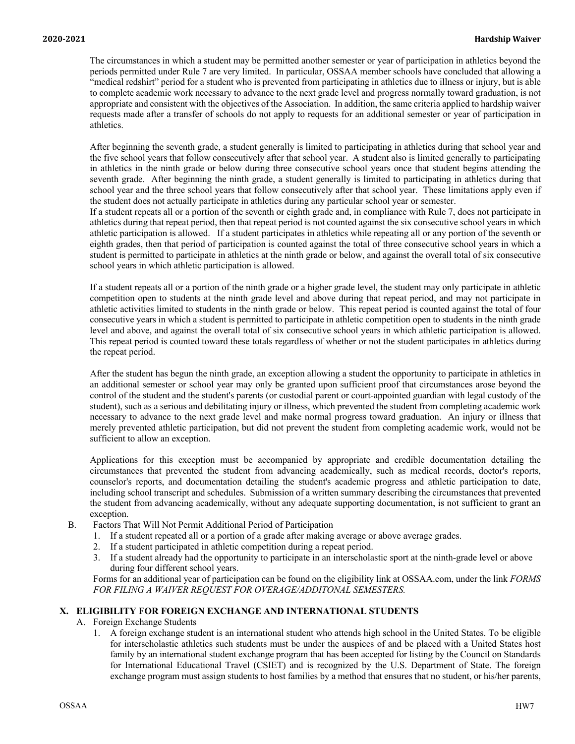The circumstances in which a student may be permitted another semester or year of participation in athletics beyond the periods permitted under Rule 7 are very limited. In particular, OSSAA member schools have concluded that allowing a "medical redshirt" period for a student who is prevented from participating in athletics due to illness or injury, but is able to complete academic work necessary to advance to the next grade level and progress normally toward graduation, is not appropriate and consistent with the objectives of the Association. In addition, the same criteria applied to hardship waiver requests made after a transfer of schools do not apply to requests for an additional semester or year of participation in athletics.

After beginning the seventh grade, a student generally is limited to participating in athletics during that school year and the five school years that follow consecutively after that school year. A student also is limited generally to participating in athletics in the ninth grade or below during three consecutive school years once that student begins attending the seventh grade. After beginning the ninth grade, a student generally is limited to participating in athletics during that school year and the three school years that follow consecutively after that school year. These limitations apply even if the student does not actually participate in athletics during any particular school year or semester.

If a student repeats all or a portion of the seventh or eighth grade and, in compliance with Rule 7, does not participate in athletics during that repeat period, then that repeat period is not counted against the six consecutive school years in which athletic participation is allowed. If a student participates in athletics while repeating all or any portion of the seventh or eighth grades, then that period of participation is counted against the total of three consecutive school years in which a student is permitted to participate in athletics at the ninth grade or below, and against the overall total of six consecutive school years in which athletic participation is allowed.

If a student repeats all or a portion of the ninth grade or a higher grade level, the student may only participate in athletic competition open to students at the ninth grade level and above during that repeat period, and may not participate in athletic activities limited to students in the ninth grade or below. This repeat period is counted against the total of four consecutive years in which a student is permitted to participate in athletic competition open to students in the ninth grade level and above, and against the overall total of six consecutive school years in which athletic participation is allowed. This repeat period is counted toward these totals regardless of whether or not the student participates in athletics during the repeat period.

After the student has begun the ninth grade, an exception allowing a student the opportunity to participate in athletics in an additional semester or school year may only be granted upon sufficient proof that circumstances arose beyond the control of the student and the student's parents (or custodial parent or court-appointed guardian with legal custody of the student), such as a serious and debilitating injury or illness, which prevented the student from completing academic work necessary to advance to the next grade level and make normal progress toward graduation. An injury or illness that merely prevented athletic participation, but did not prevent the student from completing academic work, would not be sufficient to allow an exception.

Applications for this exception must be accompanied by appropriate and credible documentation detailing the circumstances that prevented the student from advancing academically, such as medical records, doctor's reports, counselor's reports, and documentation detailing the student's academic progress and athletic participation to date, including school transcript and schedules. Submission of a written summary describing the circumstances that prevented the student from advancing academically, without any adequate supporting documentation, is not sufficient to grant an exception.

B. Factors That Will Not Permit Additional Period of Participation
   1. If a student repeated all or a portion of a grade after making average or above average grades.
   2. If a student participated in athletic competition during a repeat period.
   3. If a student already had the opportunity to participate in an interscholastic sport at the ninth-grade level or above during four different school years.

   Forms for an additional year of participation can be found on the eligibility link at OSSAA.com, under the link *FORMS FOR FILING A WAIVER REQUEST FOR OVERAGE/ADDITONAL SEMESTERS.*

## X. ELIGIBILITY FOR FOREIGN EXCHANGE AND INTERNATIONAL STUDENTS

A. Foreign Exchange Students
   1. A foreign exchange student is an international student who attends high school in the United States. To be eligible for interscholastic athletics such students must be under the auspices of and be placed with a United States host family by an international student exchange program that has been accepted for listing by the Council on Standards for International Educational Travel (CSIET) and is recognized by the U.S. Department of State. The foreign exchange program must assign students to host families by a method that ensures that no student, or his/her parents,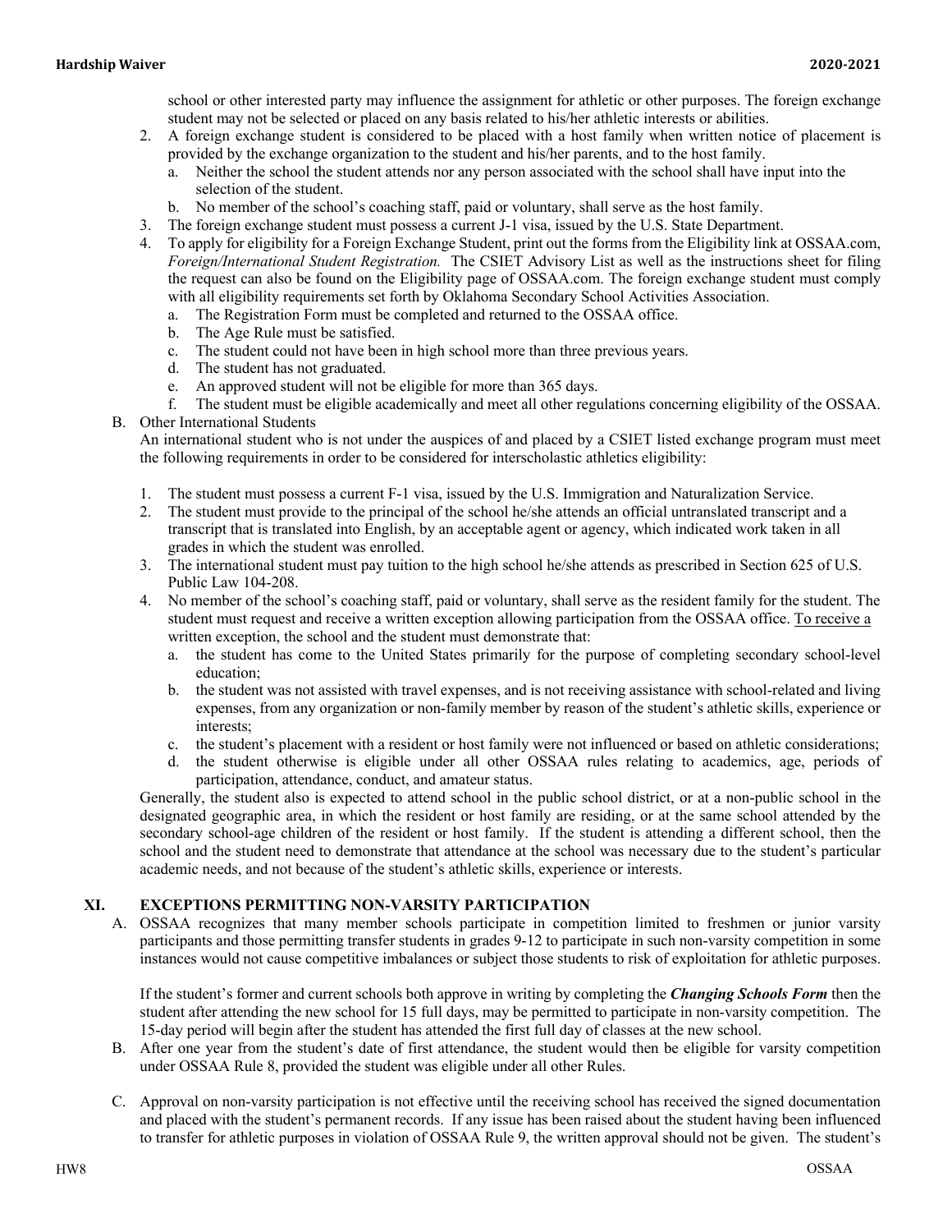school or other interested party may influence the assignment for athletic or other purposes. The foreign exchange student may not be selected or placed on any basis related to his/her athletic interests or abilities.

2. A foreign exchange student is considered to be placed with a host family when written notice of placement is provided by the exchange organization to the student and his/her parents, and to the host family.
   a. Neither the school the student attends nor any person associated with the school shall have input into the selection of the student.
   b. No member of the school's coaching staff, paid or voluntary, shall serve as the host family.
3. The foreign exchange student must possess a current J-1 visa, issued by the U.S. State Department.
4. To apply for eligibility for a Foreign Exchange Student, print out the forms from the Eligibility link at OSSAA.com, *Foreign/International Student Registration.* The CSIET Advisory List as well as the instructions sheet for filing the request can also be found on the Eligibility page of OSSAA.com. The foreign exchange student must comply with all eligibility requirements set forth by Oklahoma Secondary School Activities Association.
   a. The Registration Form must be completed and returned to the OSSAA office.
   b. The Age Rule must be satisfied.
   c. The student could not have been in high school more than three previous years.
   d. The student has not graduated.
   e. An approved student will not be eligible for more than 365 days.
   f. The student must be eligible academically and meet all other regulations concerning eligibility of the OSSAA.

B. Other International Students

An international student who is not under the auspices of and placed by a CSIET listed exchange program must meet the following requirements in order to be considered for interscholastic athletics eligibility:

1. The student must possess a current F-1 visa, issued by the U.S. Immigration and Naturalization Service.
2. The student must provide to the principal of the school he/she attends an official untranslated transcript and a transcript that is translated into English, by an acceptable agent or agency, which indicated work taken in all grades in which the student was enrolled.
3. The international student must pay tuition to the high school he/she attends as prescribed in Section 625 of U.S. Public Law 104-208.
4. No member of the school's coaching staff, paid or voluntary, shall serve as the resident family for the student. The student must request and receive a written exception allowing participation from the OSSAA office. <u>To receive a</u> written exception, the school and the student must demonstrate that:
   a. the student has come to the United States primarily for the purpose of completing secondary school-level education;
   b. the student was not assisted with travel expenses, and is not receiving assistance with school-related and living expenses, from any organization or non-family member by reason of the student's athletic skills, experience or interests;
   c. the student's placement with a resident or host family were not influenced or based on athletic considerations;
   d. the student otherwise is eligible under all other OSSAA rules relating to academics, age, periods of participation, attendance, conduct, and amateur status.

Generally, the student also is expected to attend school in the public school district, or at a non-public school in the designated geographic area, in which the resident or host family are residing, or at the same school attended by the secondary school-age children of the resident or host family. If the student is attending a different school, then the school and the student need to demonstrate that attendance at the school was necessary due to the student's particular academic needs, and not because of the student's athletic skills, experience or interests.

## XI. EXCEPTIONS PERMITTING NON-VARSITY PARTICIPATION

A. OSSAA recognizes that many member schools participate in competition limited to freshmen or junior varsity participants and those permitting transfer students in grades 9-12 to participate in such non-varsity competition in some instances would not cause competitive imbalances or subject those students to risk of exploitation for athletic purposes.

If the student's former and current schools both approve in writing by completing the ***Changing Schools Form*** then the student after attending the new school for 15 full days, may be permitted to participate in non-varsity competition. The 15-day period will begin after the student has attended the first full day of classes at the new school.

B. After one year from the student's date of first attendance, the student would then be eligible for varsity competition under OSSAA Rule 8, provided the student was eligible under all other Rules.

C. Approval on non-varsity participation is not effective until the receiving school has received the signed documentation and placed with the student's permanent records. If any issue has been raised about the student having been influenced to transfer for athletic purposes in violation of OSSAA Rule 9, the written approval should not be given. The student's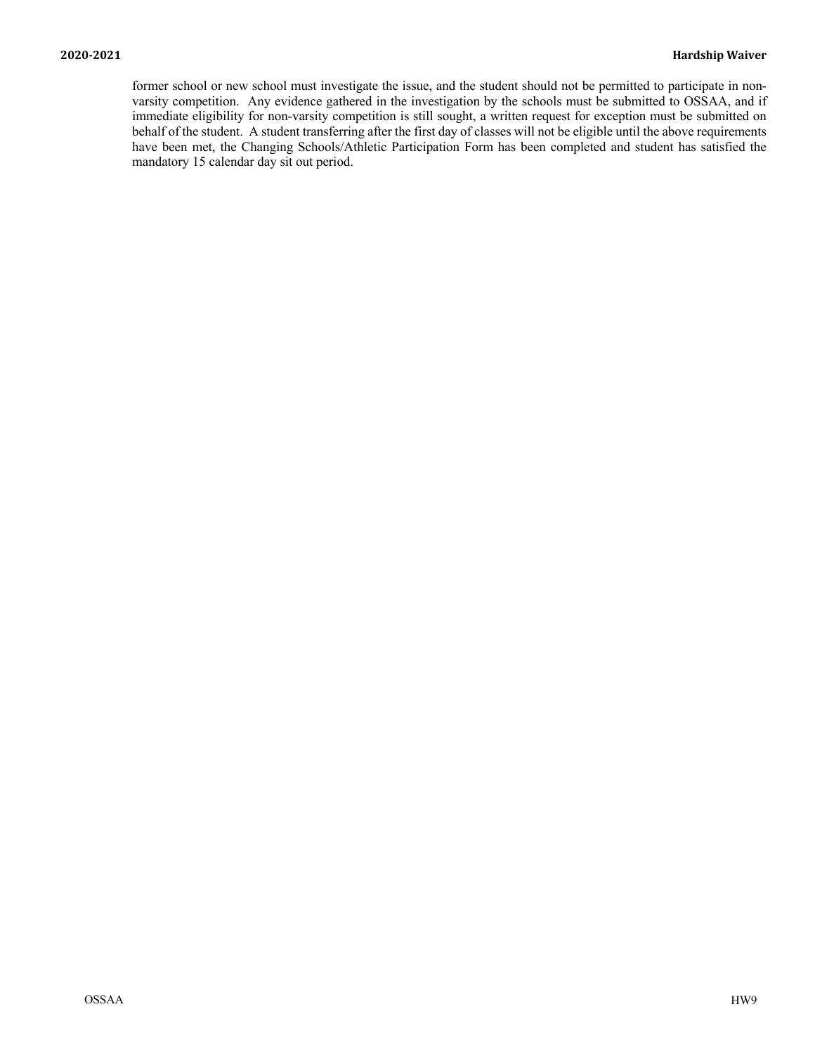former school or new school must investigate the issue, and the student should not be permitted to participate in non-varsity competition. Any evidence gathered in the investigation by the schools must be submitted to OSSAA, and if immediate eligibility for non-varsity competition is still sought, a written request for exception must be submitted on behalf of the student. A student transferring after the first day of classes will not be eligible until the above requirements have been met, the Changing Schools/Athletic Participation Form has been completed and student has satisfied the mandatory 15 calendar day sit out period.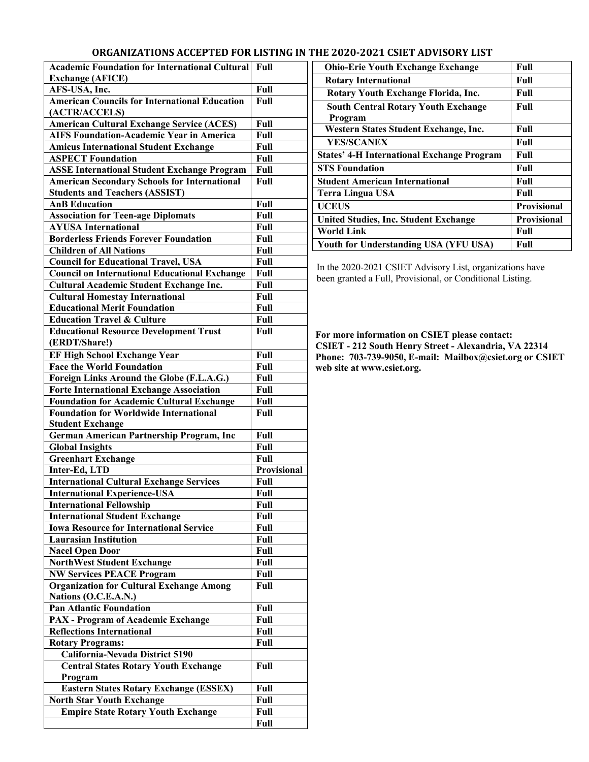# ORGANIZATIONS ACCEPTED FOR LISTING IN THE 2020-2021 CSIET ADVISORY LIST

| | |
|---|---|
| **Academic Foundation for International Cultural Exchange (AFICE)** | **Full** |
| **AFS-USA, Inc.** | **Full** |
| **American Councils for International Education (ACTR/ACCELS)** | **Full** |
| **American Cultural Exchange Service (ACES)** | **Full** |
| **AIFS Foundation-Academic Year in America** | **Full** |
| **Amicus International Student Exchange** | **Full** |
| **ASPECT Foundation** | **Full** |
| **ASSE International Student Exchange Program** | **Full** |
| **American Secondary Schools for International Students and Teachers (ASSIST)** | **Full** |
| **AnB Education** | **Full** |
| **Association for Teen-age Diplomats** | **Full** |
| **AYUSA International** | **Full** |
| **Borderless Friends Forever Foundation** | **Full** |
| **Children of All Nations** | **Full** |
| **Council for Educational Travel, USA** | **Full** |
| **Council on International Educational Exchange** | **Full** |
| **Cultural Academic Student Exchange Inc.** | **Full** |
| **Cultural Homestay International** | **Full** |
| **Educational Merit Foundation** | **Full** |
| **Education Travel & Culture** | **Full** |
| **Educational Resource Development Trust (ERDT/Share!)** | **Full** |
| **EF High School Exchange Year** | **Full** |
| **Face the World Foundation** | **Full** |
| **Foreign Links Around the Globe (F.L.A.G.)** | **Full** |
| **Forte International Exchange Association** | **Full** |
| **Foundation for Academic Cultural Exchange** | **Full** |
| **Foundation for Worldwide International Student Exchange** | **Full** |
| **German American Partnership Program, Inc** | **Full** |
| **Global Insights** | **Full** |
| **Greenhart Exchange** | **Full** |
| **Inter-Ed, LTD** | **Provisional** |
| **International Cultural Exchange Services** | **Full** |
| **International Experience-USA** | **Full** |
| **International Fellowship** | **Full** |
| **International Student Exchange** | **Full** |
| **Iowa Resource for International Service** | **Full** |
| **Laurasian Institution** | **Full** |
| **Nacel Open Door** | **Full** |
| **NorthWest Student Exchange** | **Full** |
| **NW Services PEACE Program** | **Full** |
| **Organization for Cultural Exchange Among Nations (O.C.E.A.N.)** | **Full** |
| **Pan Atlantic Foundation** | **Full** |
| **PAX - Program of Academic Exchange** | **Full** |
| **Reflections International** | **Full** |
| **Rotary Programs:** | **Full** |
| **California-Nevada District 5190** | |
| **Central States Rotary Youth Exchange Program** | **Full** |
| **Eastern States Rotary Exchange (ESSEX)** | **Full** |
| **North Star Youth Exchange** | **Full** |
| **Empire State Rotary Youth Exchange** | **Full** |
| | **Full** |
| **Ohio-Erie Youth Exchange Exchange** | **Full** |
| **Rotary International** | **Full** |
| **Rotary Youth Exchange Florida, Inc.** | **Full** |
| **South Central Rotary Youth Exchange Program** | **Full** |
| **Western States Student Exchange, Inc.** | **Full** |
| **YES/SCANEX** | **Full** |
| **States' 4-H International Exchange Program** | **Full** |
| **STS Foundation** | **Full** |
| **Student American International** | **Full** |
| **Terra Lingua USA** | **Full** |
| **UCEUS** | **Provisional** |
| **United Studies, Inc. Student Exchange** | **Provisional** |
| **World Link** | **Full** |
| **Youth for Understanding USA (YFU USA)** | **Full** |

In the 2020-2021 CSIET Advisory List, organizations have been granted a Full, Provisional, or Conditional Listing.

**For more information on CSIET please contact:**
**CSIET - 212 South Henry Street - Alexandria, VA 22314**
**Phone: 703-739-9050, E-mail: Mailbox@csiet.org or CSIET web site at www.csiet.org.**